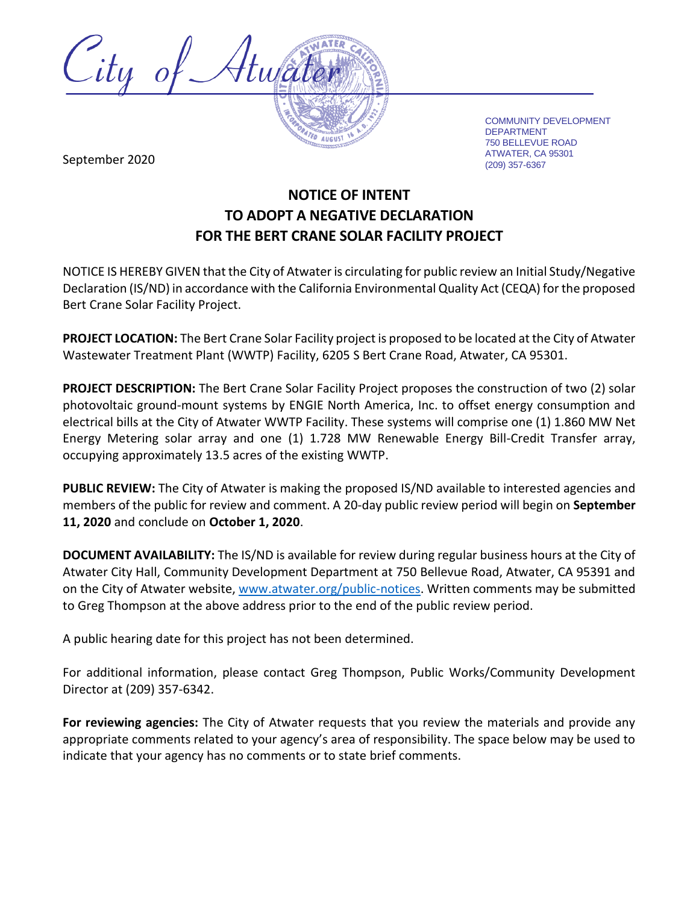City of Atwater

COMMUNITY DEVELOPMENT DEPARTMENT
750 BELLEVUE ROAD
ATWATER, CA 95301
(209) 357-6367

September 2020

# NOTICE OF INTENT
# TO ADOPT A NEGATIVE DECLARATION
# FOR THE BERT CRANE SOLAR FACILITY PROJECT

NOTICE IS HEREBY GIVEN that the City of Atwater is circulating for public review an Initial Study/Negative Declaration (IS/ND) in accordance with the California Environmental Quality Act (CEQA) for the proposed Bert Crane Solar Facility Project.

**PROJECT LOCATION:** The Bert Crane Solar Facility project is proposed to be located at the City of Atwater Wastewater Treatment Plant (WWTP) Facility, 6205 S Bert Crane Road, Atwater, CA 95301.

**PROJECT DESCRIPTION:** The Bert Crane Solar Facility Project proposes the construction of two (2) solar photovoltaic ground-mount systems by ENGIE North America, Inc. to offset energy consumption and electrical bills at the City of Atwater WWTP Facility. These systems will comprise one (1) 1.860 MW Net Energy Metering solar array and one (1) 1.728 MW Renewable Energy Bill-Credit Transfer array, occupying approximately 13.5 acres of the existing WWTP.

**PUBLIC REVIEW:** The City of Atwater is making the proposed IS/ND available to interested agencies and members of the public for review and comment. A 20-day public review period will begin on **September 11, 2020** and conclude on **October 1, 2020**.

**DOCUMENT AVAILABILITY:** The IS/ND is available for review during regular business hours at the City of Atwater City Hall, Community Development Department at 750 Bellevue Road, Atwater, CA 95391 and on the City of Atwater website, [www.atwater.org/public-notices](www.atwater.org/public-notices). Written comments may be submitted to Greg Thompson at the above address prior to the end of the public review period.

A public hearing date for this project has not been determined.

For additional information, please contact Greg Thompson, Public Works/Community Development Director at (209) 357-6342.

**For reviewing agencies:** The City of Atwater requests that you review the materials and provide any appropriate comments related to your agency's area of responsibility. The space below may be used to indicate that your agency has no comments or to state brief comments.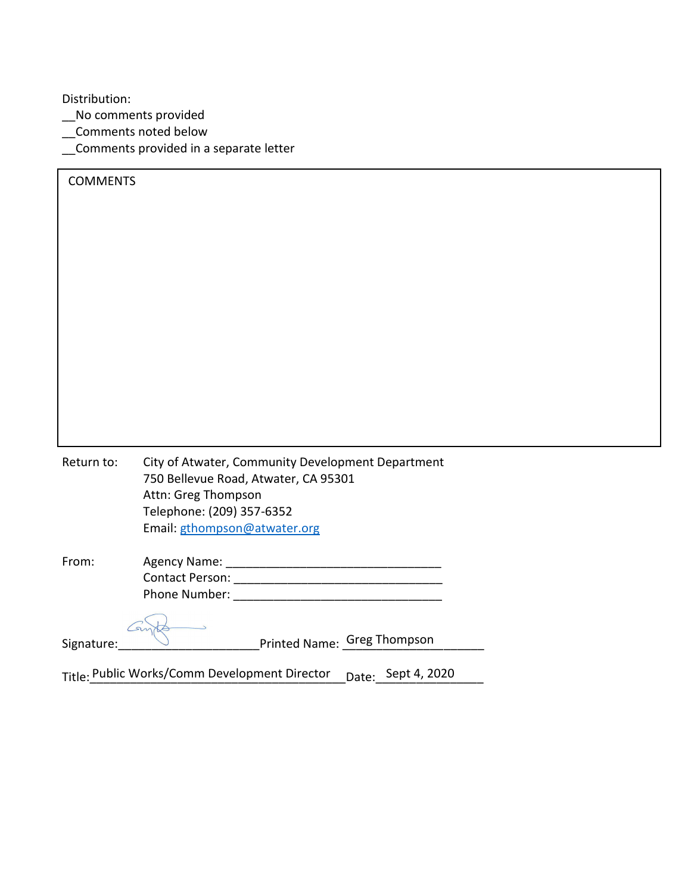Distribution:

__No comments provided

__Comments noted below

__Comments provided in a separate letter

| COMMENTS |
| --- |
| |

Return to: City of Atwater, Community Development Department
750 Bellevue Road, Atwater, CA 95301
Attn: Greg Thompson
Telephone: (209) 357-6352
Email: gthompson@atwater.org

From: Agency Name: ________________________________
Contact Person: ________________________________
Phone Number: ________________________________

Signature:______________________ Printed Name: Greg Thompson

Title: Public Works/Comm Development Director Date: Sept 4, 2020